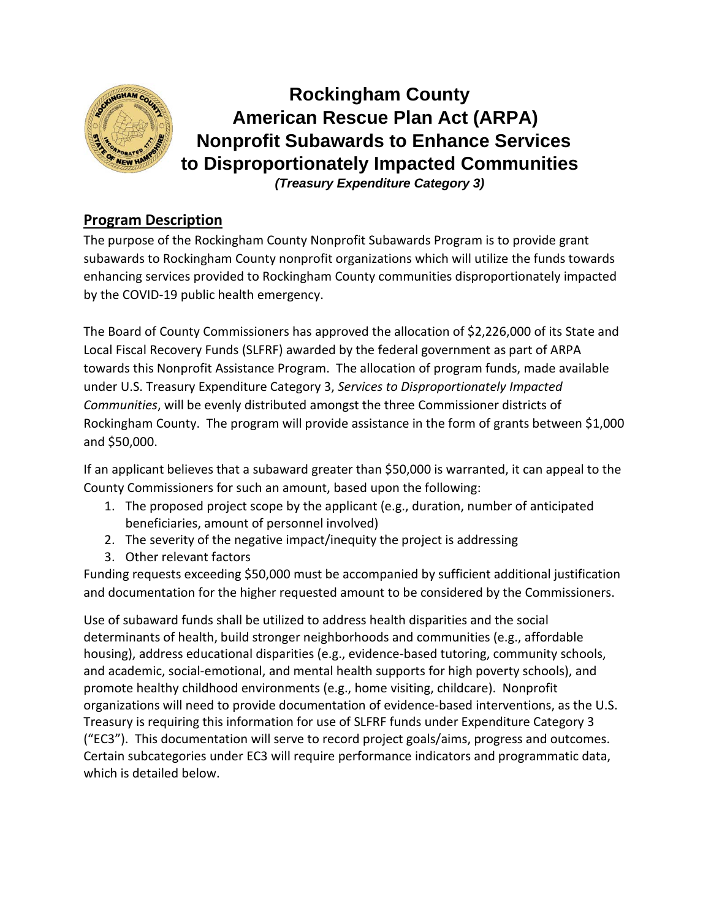# Rockingham County
# American Rescue Plan Act (ARPA)
# Nonprofit Subawards to Enhance Services to Disproportionately Impacted Communities

***(Treasury Expenditure Category 3)***

## Program Description

The purpose of the Rockingham County Nonprofit Subawards Program is to provide grant subawards to Rockingham County nonprofit organizations which will utilize the funds towards enhancing services provided to Rockingham County communities disproportionately impacted by the COVID-19 public health emergency.

The Board of County Commissioners has approved the allocation of $2,226,000 of its State and Local Fiscal Recovery Funds (SLFRF) awarded by the federal government as part of ARPA towards this Nonprofit Assistance Program. The allocation of program funds, made available under U.S. Treasury Expenditure Category 3, *Services to Disproportionately Impacted Communities*, will be evenly distributed amongst the three Commissioner districts of Rockingham County. The program will provide assistance in the form of grants between $1,000 and $50,000.

If an applicant believes that a subaward greater than $50,000 is warranted, it can appeal to the County Commissioners for such an amount, based upon the following:

1. The proposed project scope by the applicant (e.g., duration, number of anticipated beneficiaries, amount of personnel involved)
2. The severity of the negative impact/inequity the project is addressing
3. Other relevant factors

Funding requests exceeding $50,000 must be accompanied by sufficient additional justification and documentation for the higher requested amount to be considered by the Commissioners.

Use of subaward funds shall be utilized to address health disparities and the social determinants of health, build stronger neighborhoods and communities (e.g., affordable housing), address educational disparities (e.g., evidence-based tutoring, community schools, and academic, social-emotional, and mental health supports for high poverty schools), and promote healthy childhood environments (e.g., home visiting, childcare). Nonprofit organizations will need to provide documentation of evidence-based interventions, as the U.S. Treasury is requiring this information for use of SLFRF funds under Expenditure Category 3 ("EC3"). This documentation will serve to record project goals/aims, progress and outcomes. Certain subcategories under EC3 will require performance indicators and programmatic data, which is detailed below.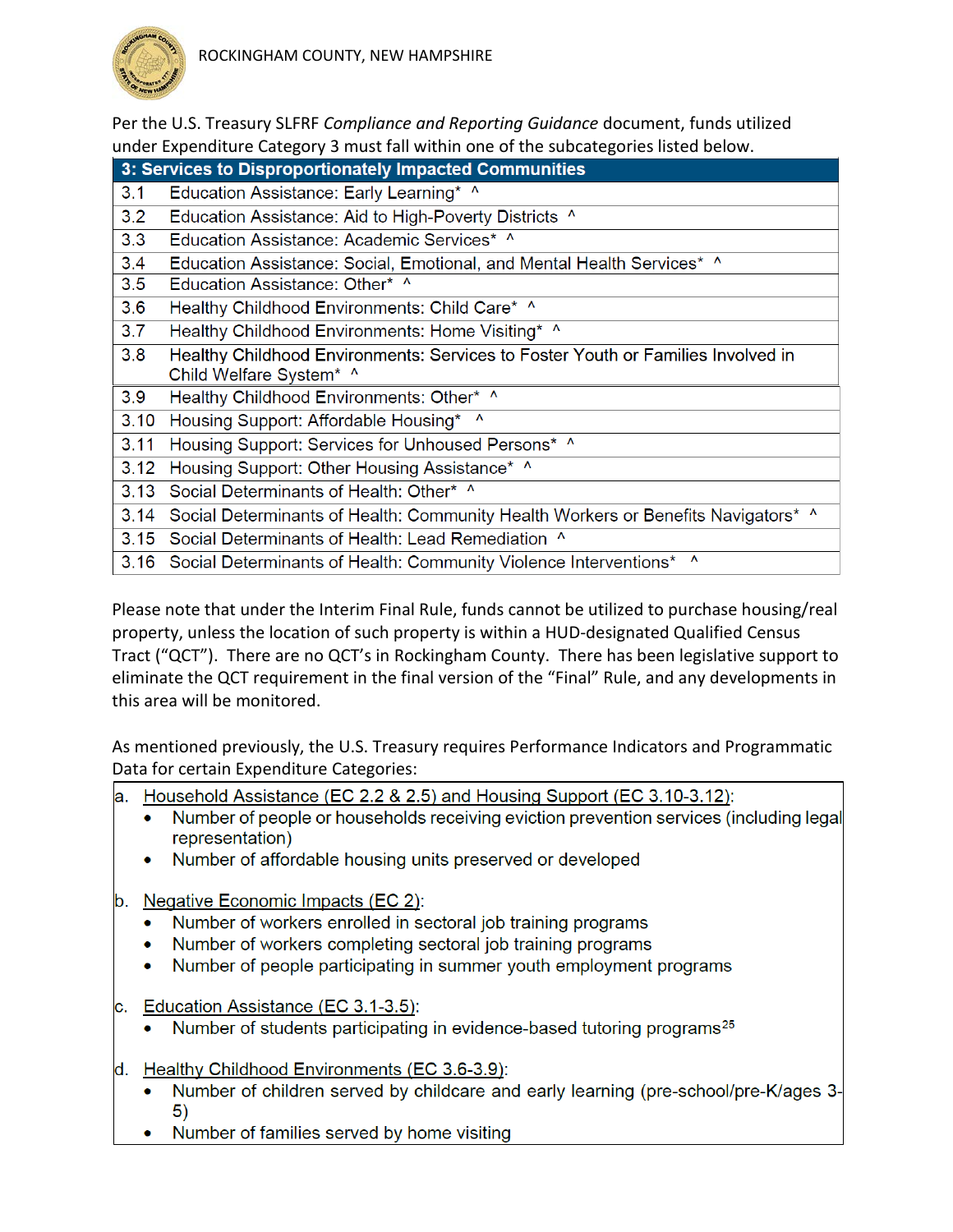Per the U.S. Treasury SLFRF *Compliance and Reporting Guidance* document, funds utilized under Expenditure Category 3 must fall within one of the subcategories listed below.

| 3: Services to Disproportionately Impacted Communities | |
|---|---|
| 3.1 | Education Assistance: Early Learning* ^ |
| 3.2 | Education Assistance: Aid to High-Poverty Districts ^ |
| 3.3 | Education Assistance: Academic Services* ^ |
| 3.4 | Education Assistance: Social, Emotional, and Mental Health Services* ^ |
| 3.5 | Education Assistance: Other* ^ |
| 3.6 | Healthy Childhood Environments: Child Care* ^ |
| 3.7 | Healthy Childhood Environments: Home Visiting* ^ |
| 3.8 | Healthy Childhood Environments: Services to Foster Youth or Families Involved in Child Welfare System* ^ |
| 3.9 | Healthy Childhood Environments: Other* ^ |
| 3.10 | Housing Support: Affordable Housing* ^ |
| 3.11 | Housing Support: Services for Unhoused Persons* ^ |
| 3.12 | Housing Support: Other Housing Assistance* ^ |
| 3.13 | Social Determinants of Health: Other* ^ |
| 3.14 | Social Determinants of Health: Community Health Workers or Benefits Navigators* ^ |
| 3.15 | Social Determinants of Health: Lead Remediation ^ |
| 3.16 | Social Determinants of Health: Community Violence Interventions* ^ |

Please note that under the Interim Final Rule, funds cannot be utilized to purchase housing/real property, unless the location of such property is within a HUD-designated Qualified Census Tract ("QCT"). There are no QCT's in Rockingham County. There has been legislative support to eliminate the QCT requirement in the final version of the "Final" Rule, and any developments in this area will be monitored.

As mentioned previously, the U.S. Treasury requires Performance Indicators and Programmatic Data for certain Expenditure Categories:

a. Household Assistance (EC 2.2 & 2.5) and Housing Support (EC 3.10-3.12):
- Number of people or households receiving eviction prevention services (including legal representation)
- Number of affordable housing units preserved or developed

b. Negative Economic Impacts (EC 2):
- Number of workers enrolled in sectoral job training programs
- Number of workers completing sectoral job training programs
- Number of people participating in summer youth employment programs

c. Education Assistance (EC 3.1-3.5):
- Number of students participating in evidence-based tutoring programs[25]

d. Healthy Childhood Environments (EC 3.6-3.9):
- Number of children served by childcare and early learning (pre-school/pre-K/ages 3-5)
- Number of families served by home visiting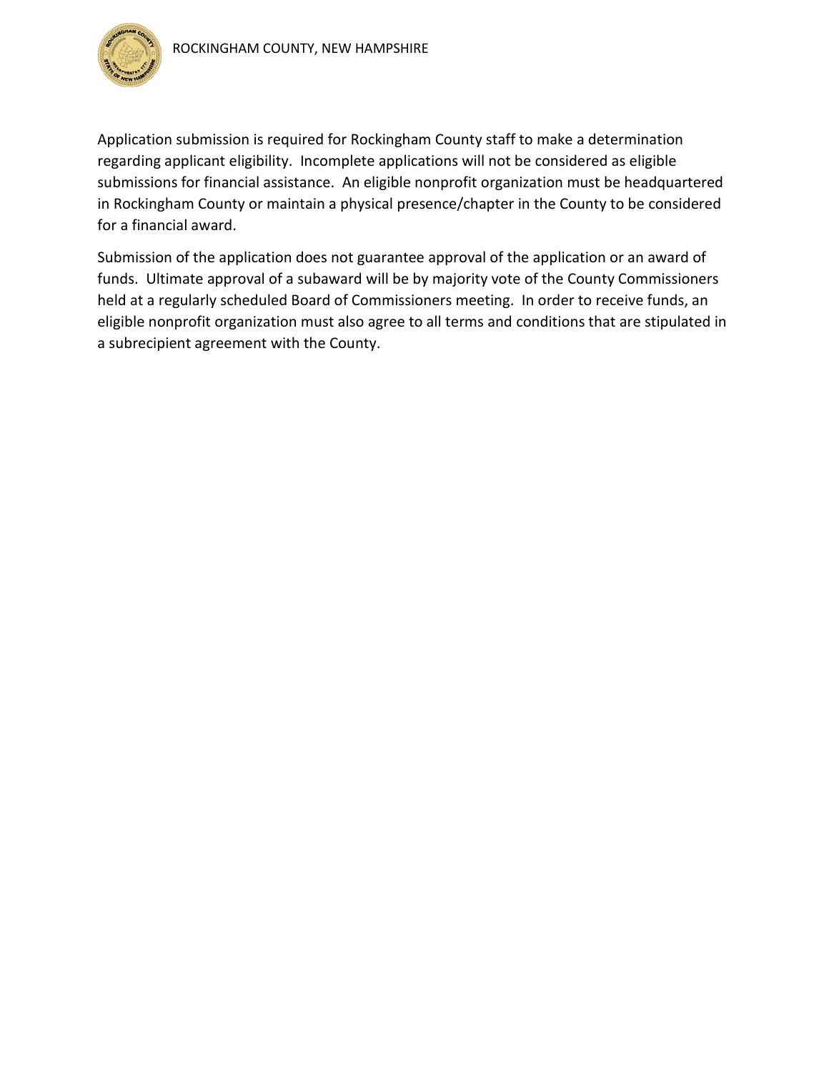Application submission is required for Rockingham County staff to make a determination regarding applicant eligibility. Incomplete applications will not be considered as eligible submissions for financial assistance. An eligible nonprofit organization must be headquartered in Rockingham County or maintain a physical presence/chapter in the County to be considered for a financial award.

Submission of the application does not guarantee approval of the application or an award of funds. Ultimate approval of a subaward will be by majority vote of the County Commissioners held at a regularly scheduled Board of Commissioners meeting. In order to receive funds, an eligible nonprofit organization must also agree to all terms and conditions that are stipulated in a subrecipient agreement with the County.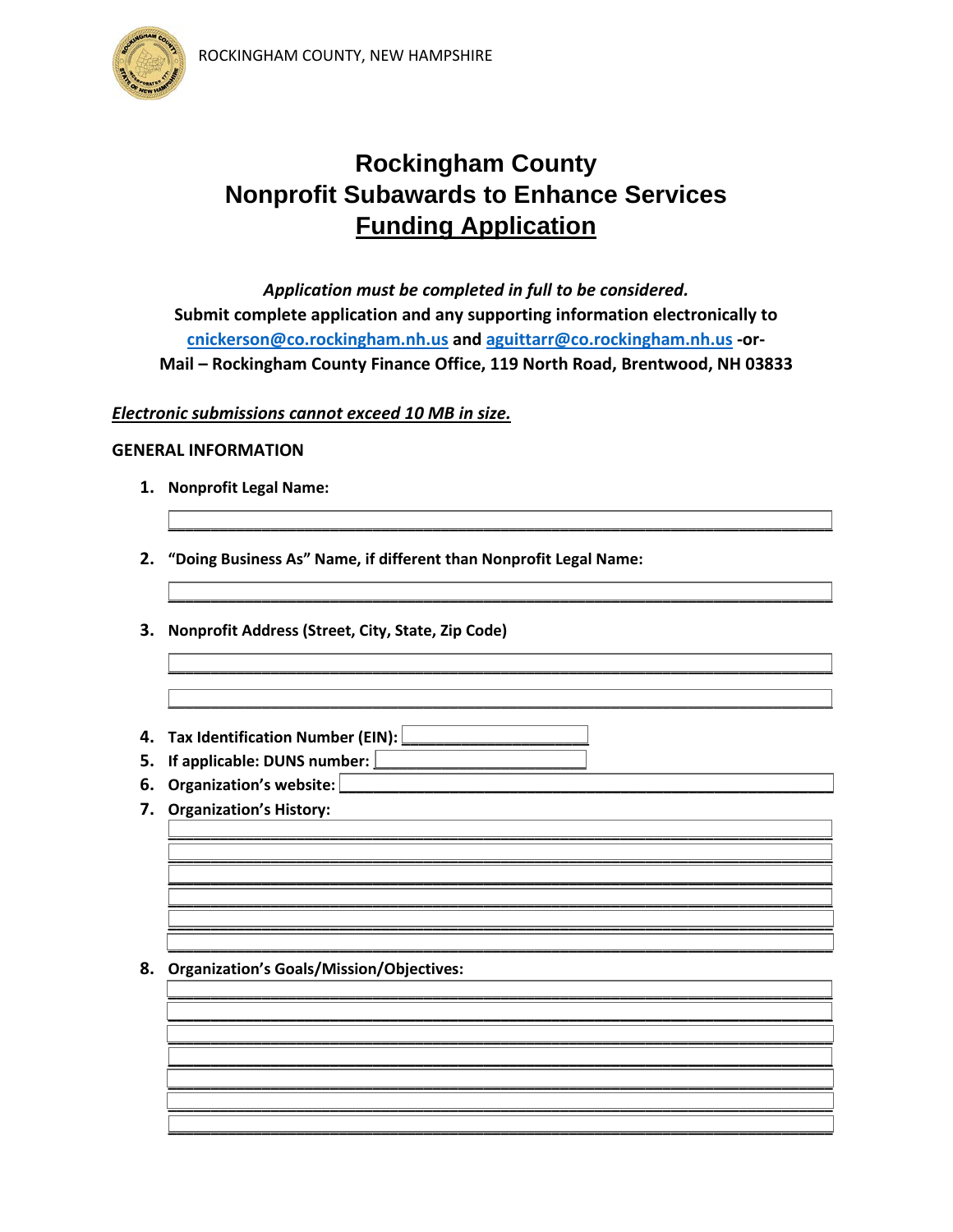# Rockingham County
# Nonprofit Subawards to Enhance Services
# Funding Application

*Application must be completed in full to be considered.*

**Submit complete application and any supporting information electronically to [cnickerson@co.rockingham.nh.us](mailto:cnickerson@co.rockingham.nh.us) and [aguittarr@co.rockingham.nh.us](mailto:aguittarr@co.rockingham.nh.us) -or-**

**Mail – Rockingham County Finance Office, 119 North Road, Brentwood, NH 03833**

***Electronic submissions cannot exceed 10 MB in size.***

**GENERAL INFORMATION**

1. **Nonprofit Legal Name:**

   ___________________________________________________________

2. **"Doing Business As" Name, if different than Nonprofit Legal Name:**

   ___________________________________________________________

3. **Nonprofit Address (Street, City, State, Zip Code)**

   ___________________________________________________________

   ___________________________________________________________

4. **Tax Identification Number (EIN):** ____________________
5. **If applicable: DUNS number:** ____________________
6. **Organization's website:** ____________________________________________
7. **Organization's History:**

   ___________________________________________________________

   ___________________________________________________________

   ___________________________________________________________

   ___________________________________________________________

   ___________________________________________________________

   ___________________________________________________________

8. **Organization's Goals/Mission/Objectives:**

   ___________________________________________________________

   ___________________________________________________________

   ___________________________________________________________

   ___________________________________________________________

   ___________________________________________________________

   ___________________________________________________________

   ___________________________________________________________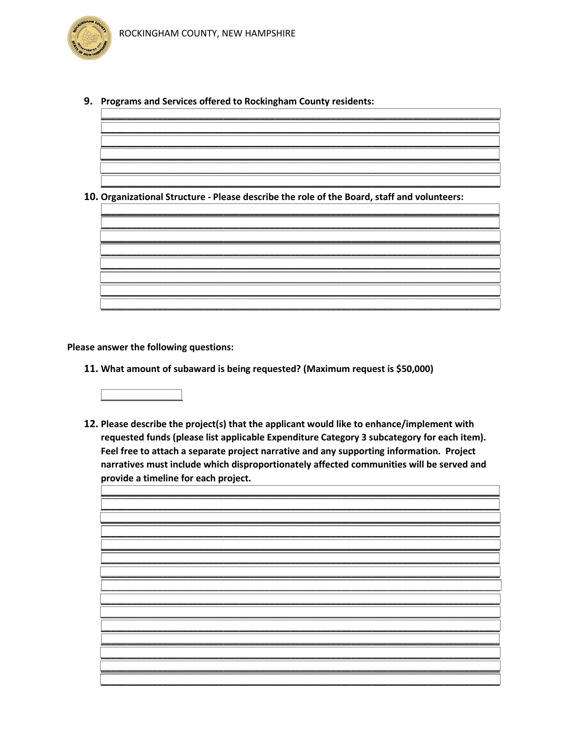9. **Programs and Services offered to Rockingham County residents:**

10. **Organizational Structure - Please describe the role of the Board, staff and volunteers:**

**Please answer the following questions:**

11. **What amount of subaward is being requested? (Maximum request is $50,000)**

12. **Please describe the project(s) that the applicant would like to enhance/implement with requested funds (please list applicable Expenditure Category 3 subcategory for each item). Feel free to attach a separate project narrative and any supporting information. Project narratives must include which disproportionately affected communities will be served and provide a timeline for each project.**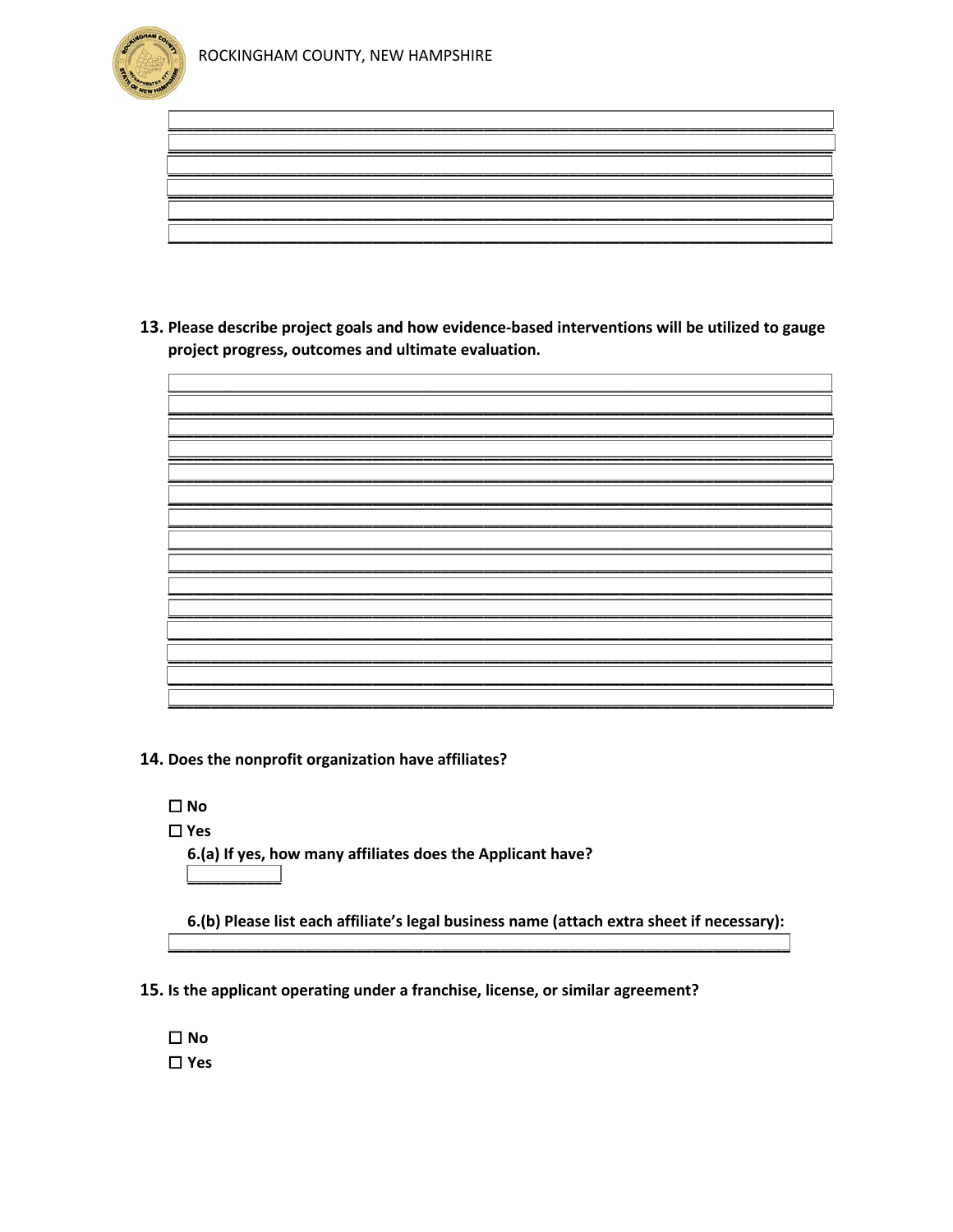______________________________________________________________________________
______________________________________________________________________________
______________________________________________________________________________
______________________________________________________________________________
______________________________________________________________________________
______________________________________________________________________________

**13. Please describe project goals and how evidence-based interventions will be utilized to gauge project progress, outcomes and ultimate evaluation.**

______________________________________________________________________________
______________________________________________________________________________
______________________________________________________________________________
______________________________________________________________________________
______________________________________________________________________________
______________________________________________________________________________
______________________________________________________________________________
______________________________________________________________________________
______________________________________________________________________________
______________________________________________________________________________
______________________________________________________________________________
______________________________________________________________________________
______________________________________________________________________________
______________________________________________________________________________
______________________________________________________________________________

**14. Does the nonprofit organization have affiliates?**

☐ **No**

☐ **Yes**

**6.(a) If yes, how many affiliates does the Applicant have?**

___________

**6.(b) Please list each affiliate's legal business name (attach extra sheet if necessary):**

______________________________________________________________________________

**15. Is the applicant operating under a franchise, license, or similar agreement?**

☐ **No**

☐ **Yes**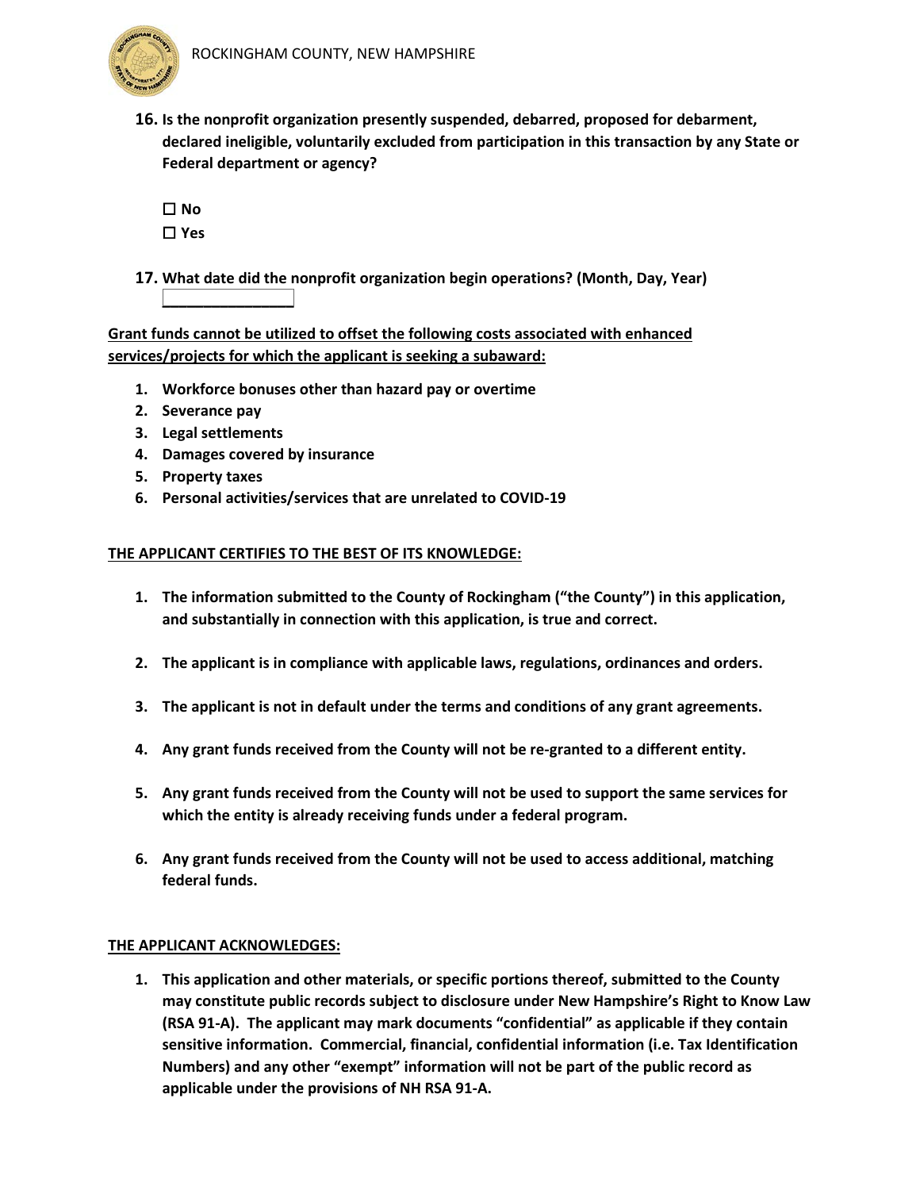16. **Is the nonprofit organization presently suspended, debarred, proposed for debarment, declared ineligible, voluntarily excluded from participation in this transaction by any State or Federal department or agency?**

    ☐ **No**
    ☐ **Yes**

17. **What date did the nonprofit organization begin operations? (Month, Day, Year)**
    ________________

**Grant funds cannot be utilized to offset the following costs associated with enhanced services/projects for which the applicant is seeking a subaward:**

1. **Workforce bonuses other than hazard pay or overtime**
2. **Severance pay**
3. **Legal settlements**
4. **Damages covered by insurance**
5. **Property taxes**
6. **Personal activities/services that are unrelated to COVID-19**

**THE APPLICANT CERTIFIES TO THE BEST OF ITS KNOWLEDGE:**

1. **The information submitted to the County of Rockingham ("the County") in this application, and substantially in connection with this application, is true and correct.**

2. **The applicant is in compliance with applicable laws, regulations, ordinances and orders.**

3. **The applicant is not in default under the terms and conditions of any grant agreements.**

4. **Any grant funds received from the County will not be re-granted to a different entity.**

5. **Any grant funds received from the County will not be used to support the same services for which the entity is already receiving funds under a federal program.**

6. **Any grant funds received from the County will not be used to access additional, matching federal funds.**

**THE APPLICANT ACKNOWLEDGES:**

1. **This application and other materials, or specific portions thereof, submitted to the County may constitute public records subject to disclosure under New Hampshire's Right to Know Law (RSA 91-A). The applicant may mark documents "confidential" as applicable if they contain sensitive information. Commercial, financial, confidential information (i.e. Tax Identification Numbers) and any other "exempt" information will not be part of the public record as applicable under the provisions of NH RSA 91-A.**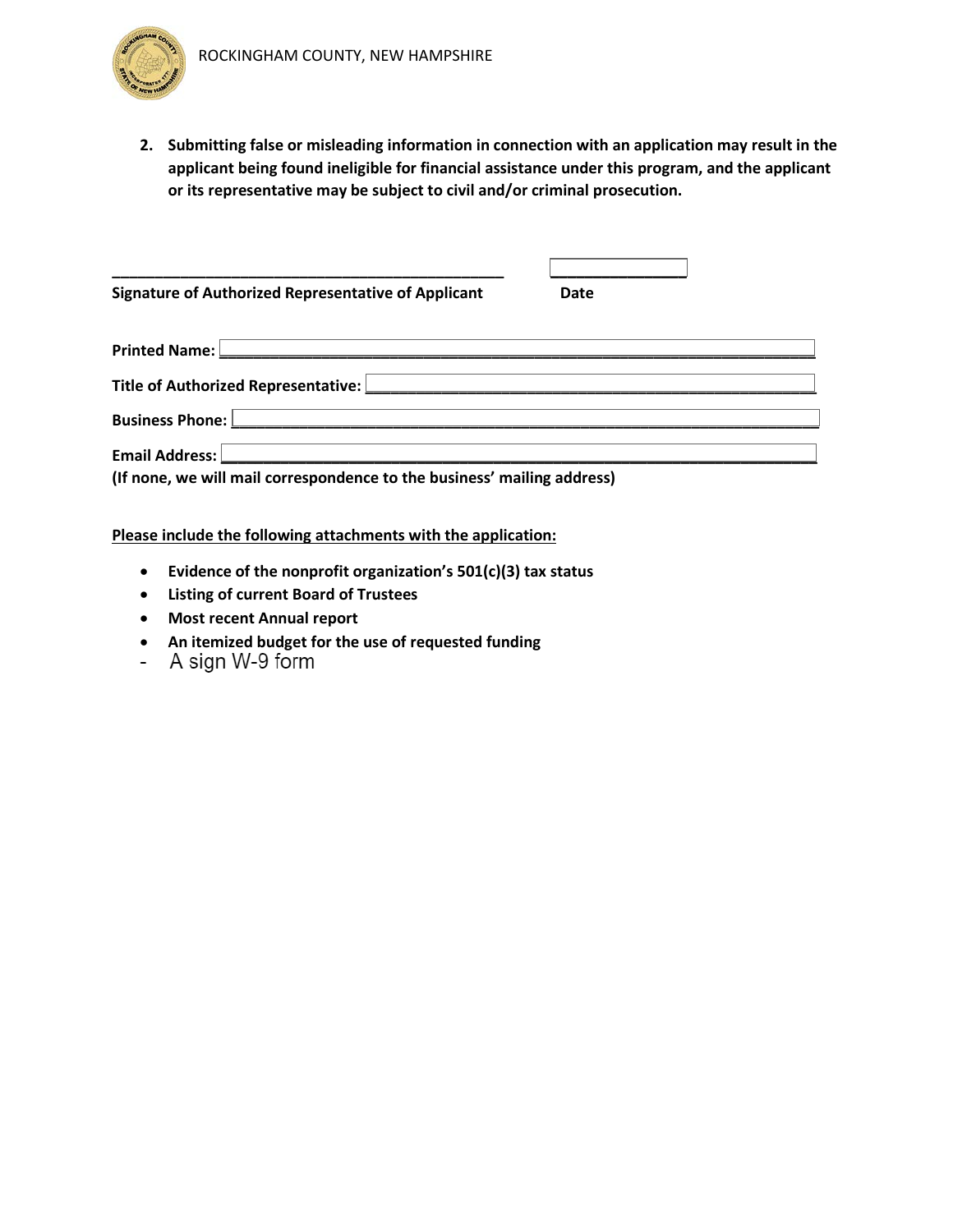2. **Submitting false or misleading information in connection with an application may result in the applicant being found ineligible for financial assistance under this program, and the applicant or its representative may be subject to civil and/or criminal prosecution.**

______________________________________________ ________________

**Signature of Authorized Representative of Applicant** **Date**

**Printed Name:** ____________________________________________________________

**Title of Authorized Representative:** ______________________________________________

**Business Phone:** ____________________________________________________________

**Email Address:** ____________________________________________________________

**(If none, we will mail correspondence to the business' mailing address)**

**<u>Please include the following attachments with the application:</u>**

- **Evidence of the nonprofit organization's 501(c)(3) tax status**
- **Listing of current Board of Trustees**
- **Most recent Annual report**
- **An itemized budget for the use of requested funding**
- A sign W-9 form